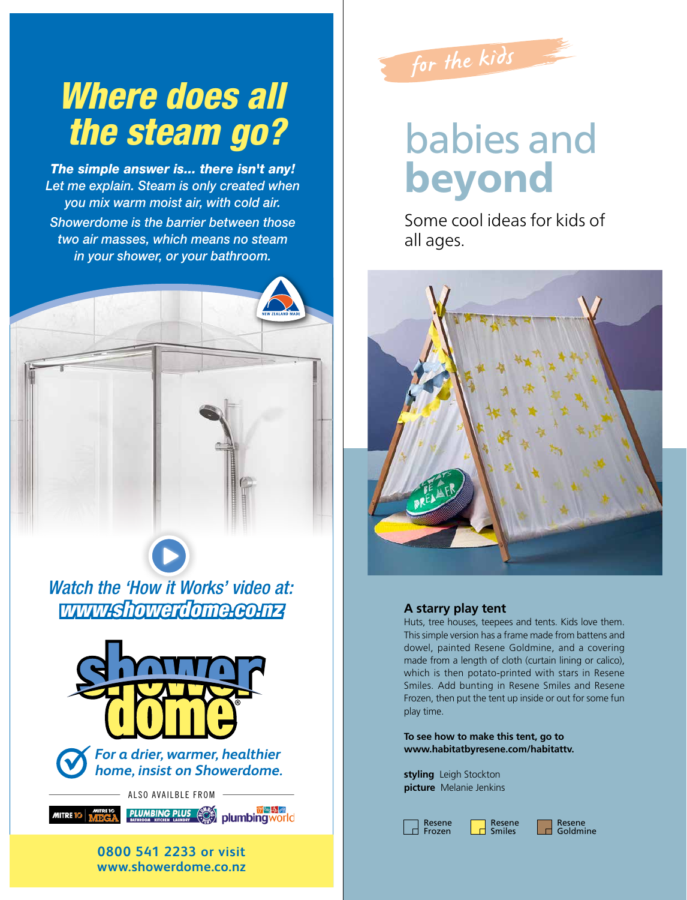# Where does all the steam go?

***The simple answer is... there isn't any!***
*Let me explain. Steam is only created when you mix warm moist air, with cold air. Showerdome is the barrier between those two air masses, which means no steam in your shower, or your bathroom.*

*Watch the 'How it Works' video at:*
***www.showerdome.co.nz***

**showerdome**

*For a drier, warmer, healthier home, insist on Showerdome.*

ALSO AVAILBLE FROM

MITRE 10 | MITRE 10 MEGA | PLUMBING PLUS | plumbingworld

**0800 541 2233 or visit www.showerdome.co.nz**

---

*for the kids*

# babies and **beyond**

Some cool ideas for kids of all ages.

### A starry play tent

Huts, tree houses, teepees and tents. Kids love them. This simple version has a frame made from battens and dowel, painted Resene Goldmine, and a covering made from a length of cloth (curtain lining or calico), which is then potato-printed with stars in Resene Smiles. Add bunting in Resene Smiles and Resene Frozen, then put the tent up inside or out for some fun play time.

**To see how to make this tent, go to www.habitatbyresene.com/habitattv.**

**styling** Leigh Stockton
**picture** Melanie Jenkins

Resene Frozen | Resene Smiles | Resene Goldmine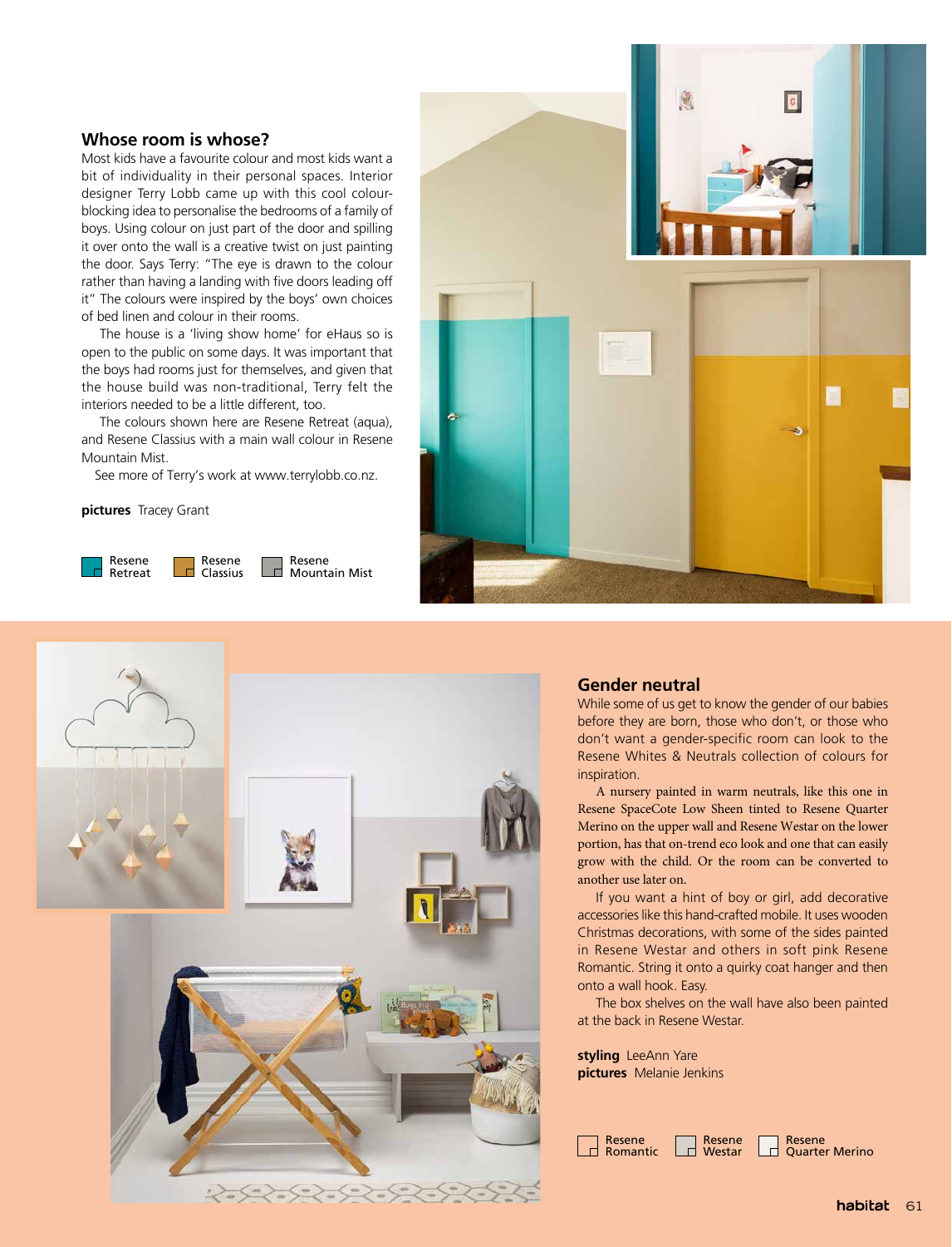## Whose room is whose?

Most kids have a favourite colour and most kids want a bit of individuality in their personal spaces. Interior designer Terry Lobb came up with this cool colour-blocking idea to personalise the bedrooms of a family of boys. Using colour on just part of the door and spilling it over onto the wall is a creative twist on just painting the door. Says Terry: "The eye is drawn to the colour rather than having a landing with five doors leading off it" The colours were inspired by the boys' own choices of bed linen and colour in their rooms.

The house is a 'living show home' for eHaus so is open to the public on some days. It was important that the boys had rooms just for themselves, and given that the house build was non-traditional, Terry felt the interiors needed to be a little different, too.

The colours shown here are Resene Retreat (aqua), and Resene Classius with a main wall colour in Resene Mountain Mist.

See more of Terry's work at www.terrylobb.co.nz.

**pictures** Tracey Grant

Resene Retreat

Resene Classius

Resene Mountain Mist

## Gender neutral

While some of us get to know the gender of our babies before they are born, those who don't, or those who don't want a gender-specific room can look to the Resene Whites & Neutrals collection of colours for inspiration.

A nursery painted in warm neutrals, like this one in Resene SpaceCote Low Sheen tinted to Resene Quarter Merino on the upper wall and Resene Westar on the lower portion, has that on-trend eco look and one that can easily grow with the child. Or the room can be converted to another use later on.

If you want a hint of boy or girl, add decorative accessories like this hand-crafted mobile. It uses wooden Christmas decorations, with some of the sides painted in Resene Westar and others in soft pink Resene Romantic. String it onto a quirky coat hanger and then onto a wall hook. Easy.

The box shelves on the wall have also been painted at the back in Resene Westar.

**styling** LeeAnn Yare
**pictures** Melanie Jenkins

Resene Romantic

Resene Westar

Resene Quarter Merino